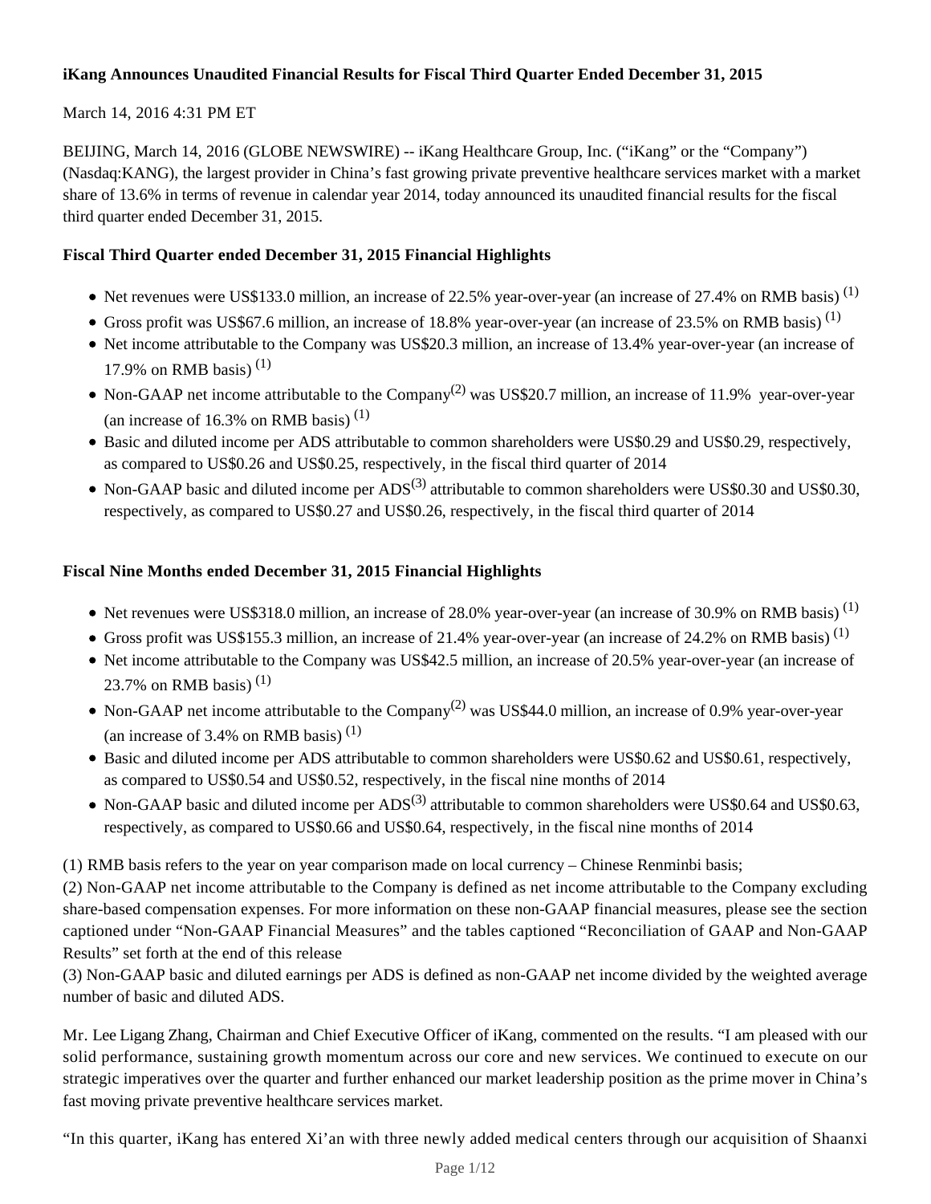**iKang Announces Unaudited Financial Results for Fiscal Third Quarter Ended December 31, 2015**

March 14, 2016 4:31 PM ET

BEIJING, March 14, 2016 (GLOBE NEWSWIRE) -- iKang Healthcare Group, Inc. ("iKang" or the "Company") (Nasdaq:KANG), the largest provider in China's fast growing private preventive healthcare services market with a market share of 13.6% in terms of revenue in calendar year 2014, today announced its unaudited financial results for the fiscal third quarter ended December 31, 2015.

**Fiscal Third Quarter ended December 31, 2015 Financial Highlights**

- Net revenues were US$133.0 million, an increase of 22.5% year-over-year (an increase of 27.4% on RMB basis) (1)
- Gross profit was US$67.6 million, an increase of 18.8% year-over-year (an increase of 23.5% on RMB basis) (1)
- Net income attributable to the Company was US$20.3 million, an increase of 13.4% year-over-year (an increase of 17.9% on RMB basis) (1)
- Non-GAAP net income attributable to the Company(2) was US$20.7 million, an increase of 11.9% year-over-year (an increase of 16.3% on RMB basis) (1)
- Basic and diluted income per ADS attributable to common shareholders were US$0.29 and US$0.29, respectively, as compared to US$0.26 and US$0.25, respectively, in the fiscal third quarter of 2014
- Non-GAAP basic and diluted income per ADS(3) attributable to common shareholders were US$0.30 and US$0.30, respectively, as compared to US$0.27 and US$0.26, respectively, in the fiscal third quarter of 2014

**Fiscal Nine Months ended December 31, 2015 Financial Highlights**

- Net revenues were US$318.0 million, an increase of 28.0% year-over-year (an increase of 30.9% on RMB basis) (1)
- Gross profit was US$155.3 million, an increase of 21.4% year-over-year (an increase of 24.2% on RMB basis) (1)
- Net income attributable to the Company was US$42.5 million, an increase of 20.5% year-over-year (an increase of 23.7% on RMB basis) (1)
- Non-GAAP net income attributable to the Company(2) was US$44.0 million, an increase of 0.9% year-over-year (an increase of 3.4% on RMB basis) (1)
- Basic and diluted income per ADS attributable to common shareholders were US$0.62 and US$0.61, respectively, as compared to US$0.54 and US$0.52, respectively, in the fiscal nine months of 2014
- Non-GAAP basic and diluted income per ADS(3) attributable to common shareholders were US$0.64 and US$0.63, respectively, as compared to US$0.66 and US$0.64, respectively, in the fiscal nine months of 2014

(1) RMB basis refers to the year on year comparison made on local currency – Chinese Renminbi basis;
(2) Non-GAAP net income attributable to the Company is defined as net income attributable to the Company excluding share-based compensation expenses. For more information on these non-GAAP financial measures, please see the section captioned under "Non-GAAP Financial Measures" and the tables captioned "Reconciliation of GAAP and Non-GAAP Results" set forth at the end of this release
(3) Non-GAAP basic and diluted earnings per ADS is defined as non-GAAP net income divided by the weighted average number of basic and diluted ADS.

Mr. Lee Ligang Zhang, Chairman and Chief Executive Officer of iKang, commented on the results. "I am pleased with our solid performance, sustaining growth momentum across our core and new services. We continued to execute on our strategic imperatives over the quarter and further enhanced our market leadership position as the prime mover in China's fast moving private preventive healthcare services market.

"In this quarter, iKang has entered Xi'an with three newly added medical centers through our acquisition of Shaanxi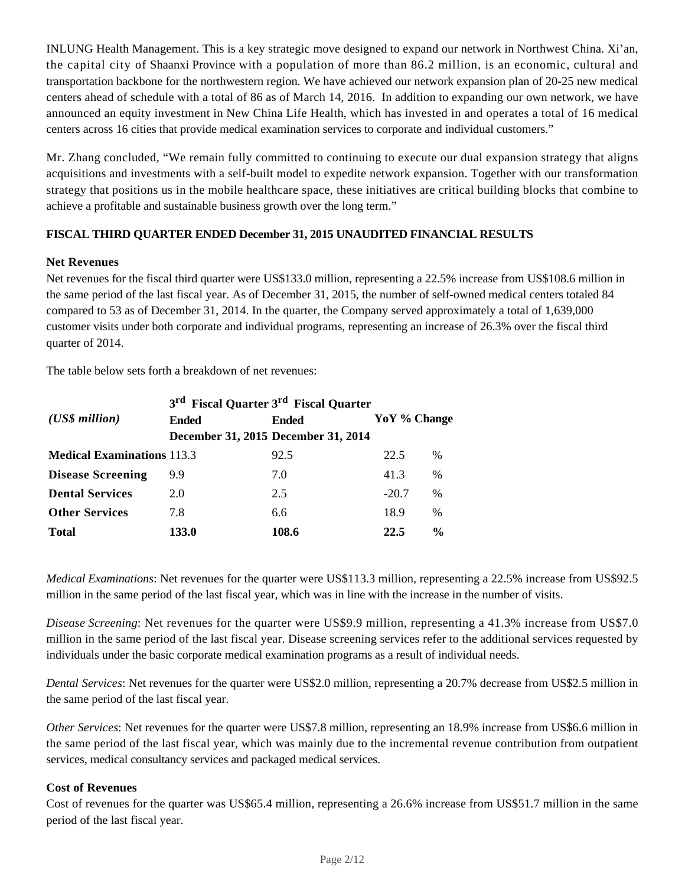INLUNG Health Management. This is a key strategic move designed to expand our network in Northwest China. Xi'an, the capital city of Shaanxi Province with a population of more than 86.2 million, is an economic, cultural and transportation backbone for the northwestern region. We have achieved our network expansion plan of 20-25 new medical centers ahead of schedule with a total of 86 as of March 14, 2016. In addition to expanding our own network, we have announced an equity investment in New China Life Health, which has invested in and operates a total of 16 medical centers across 16 cities that provide medical examination services to corporate and individual customers."

Mr. Zhang concluded, "We remain fully committed to continuing to execute our dual expansion strategy that aligns acquisitions and investments with a self-built model to expedite network expansion. Together with our transformation strategy that positions us in the mobile healthcare space, these initiatives are critical building blocks that combine to achieve a profitable and sustainable business growth over the long term."

**FISCAL THIRD QUARTER ENDED December 31, 2015 UNAUDITED FINANCIAL RESULTS**

**Net Revenues**

Net revenues for the fiscal third quarter were US$133.0 million, representing a 22.5% increase from US$108.6 million in the same period of the last fiscal year. As of December 31, 2015, the number of self-owned medical centers totaled 84 compared to 53 as of December 31, 2014. In the quarter, the Company served approximately a total of 1,639,000 customer visits under both corporate and individual programs, representing an increase of 26.3% over the fiscal third quarter of 2014.

The table below sets forth a breakdown of net revenues:

| *(US$ million)* | 3rd Fiscal Quarter Ended December 31, 2015 | 3rd Fiscal Quarter Ended December 31, 2014 | YoY % Change | |
|---|---|---|---|---|
| **Medical Examinations** | 113.3 | 92.5 | 22.5 | % |
| **Disease Screening** | 9.9 | 7.0 | 41.3 | % |
| **Dental Services** | 2.0 | 2.5 | -20.7 | % |
| **Other Services** | 7.8 | 6.6 | 18.9 | % |
| **Total** | **133.0** | **108.6** | **22.5** | **%** |

*Medical Examinations*: Net revenues for the quarter were US$113.3 million, representing a 22.5% increase from US$92.5 million in the same period of the last fiscal year, which was in line with the increase in the number of visits.

*Disease Screening*: Net revenues for the quarter were US$9.9 million, representing a 41.3% increase from US$7.0 million in the same period of the last fiscal year. Disease screening services refer to the additional services requested by individuals under the basic corporate medical examination programs as a result of individual needs.

*Dental Services*: Net revenues for the quarter were US$2.0 million, representing a 20.7% decrease from US$2.5 million in the same period of the last fiscal year.

*Other Services*: Net revenues for the quarter were US$7.8 million, representing an 18.9% increase from US$6.6 million in the same period of the last fiscal year, which was mainly due to the incremental revenue contribution from outpatient services, medical consultancy services and packaged medical services.

**Cost of Revenues**

Cost of revenues for the quarter was US$65.4 million, representing a 26.6% increase from US$51.7 million in the same period of the last fiscal year.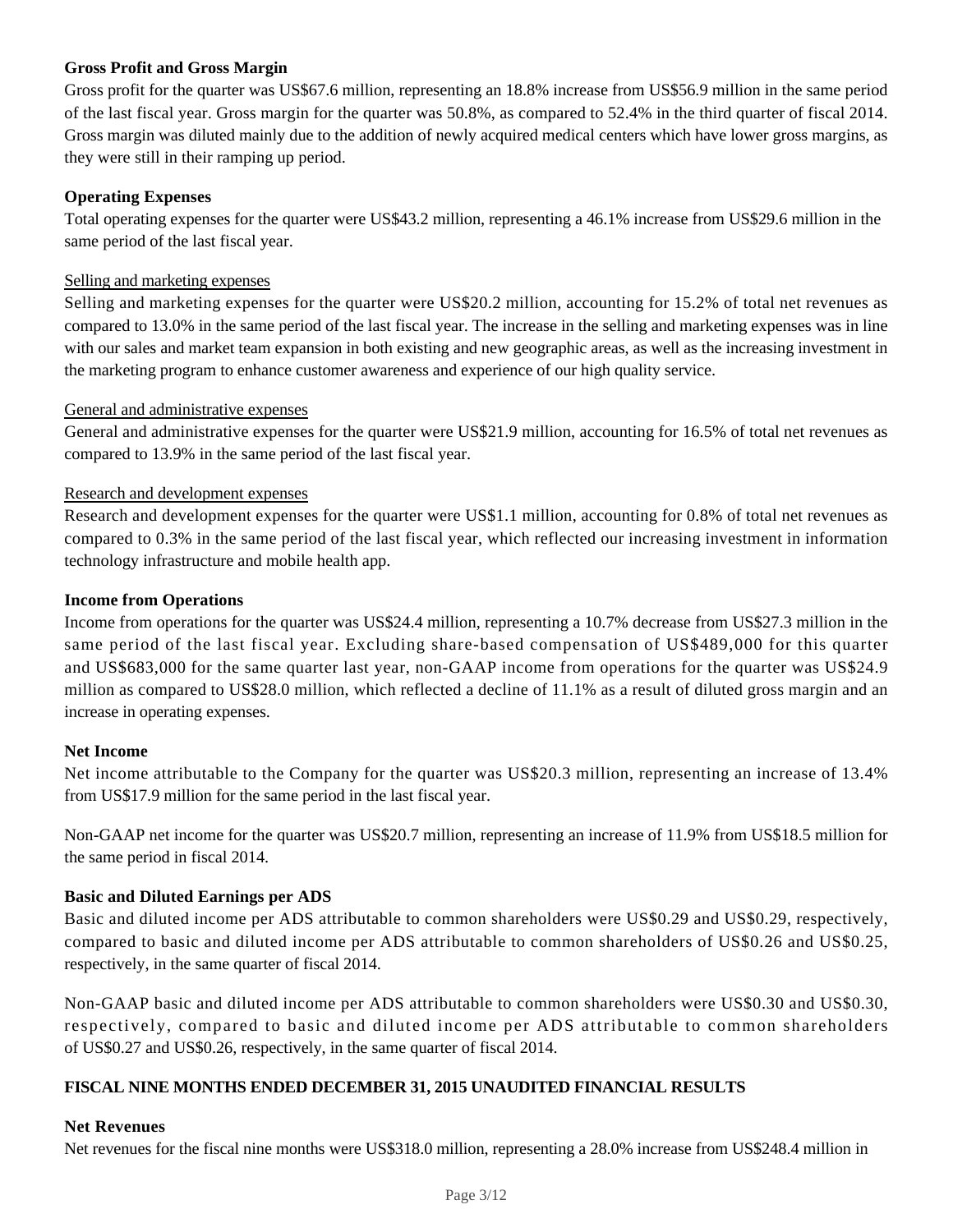**Gross Profit and Gross Margin**

Gross profit for the quarter was US$67.6 million, representing an 18.8% increase from US$56.9 million in the same period of the last fiscal year. Gross margin for the quarter was 50.8%, as compared to 52.4% in the third quarter of fiscal 2014. Gross margin was diluted mainly due to the addition of newly acquired medical centers which have lower gross margins, as they were still in their ramping up period.

**Operating Expenses**

Total operating expenses for the quarter were US$43.2 million, representing a 46.1% increase from US$29.6 million in the same period of the last fiscal year.

Selling and marketing expenses

Selling and marketing expenses for the quarter were US$20.2 million, accounting for 15.2% of total net revenues as compared to 13.0% in the same period of the last fiscal year. The increase in the selling and marketing expenses was in line with our sales and market team expansion in both existing and new geographic areas, as well as the increasing investment in the marketing program to enhance customer awareness and experience of our high quality service.

General and administrative expenses

General and administrative expenses for the quarter were US$21.9 million, accounting for 16.5% of total net revenues as compared to 13.9% in the same period of the last fiscal year.

Research and development expenses

Research and development expenses for the quarter were US$1.1 million, accounting for 0.8% of total net revenues as compared to 0.3% in the same period of the last fiscal year, which reflected our increasing investment in information technology infrastructure and mobile health app.

**Income from Operations**

Income from operations for the quarter was US$24.4 million, representing a 10.7% decrease from US$27.3 million in the same period of the last fiscal year. Excluding share-based compensation of US$489,000 for this quarter and US$683,000 for the same quarter last year, non-GAAP income from operations for the quarter was US$24.9 million as compared to US$28.0 million, which reflected a decline of 11.1% as a result of diluted gross margin and an increase in operating expenses.

**Net Income**

Net income attributable to the Company for the quarter was US$20.3 million, representing an increase of 13.4% from US$17.9 million for the same period in the last fiscal year.

Non-GAAP net income for the quarter was US$20.7 million, representing an increase of 11.9% from US$18.5 million for the same period in fiscal 2014.

**Basic and Diluted Earnings per ADS**

Basic and diluted income per ADS attributable to common shareholders were US$0.29 and US$0.29, respectively, compared to basic and diluted income per ADS attributable to common shareholders of US$0.26 and US$0.25, respectively, in the same quarter of fiscal 2014.

Non-GAAP basic and diluted income per ADS attributable to common shareholders were US$0.30 and US$0.30, respectively, compared to basic and diluted income per ADS attributable to common shareholders of US$0.27 and US$0.26, respectively, in the same quarter of fiscal 2014.

**FISCAL NINE MONTHS ENDED DECEMBER 31, 2015 UNAUDITED FINANCIAL RESULTS**

**Net Revenues**

Net revenues for the fiscal nine months were US$318.0 million, representing a 28.0% increase from US$248.4 million in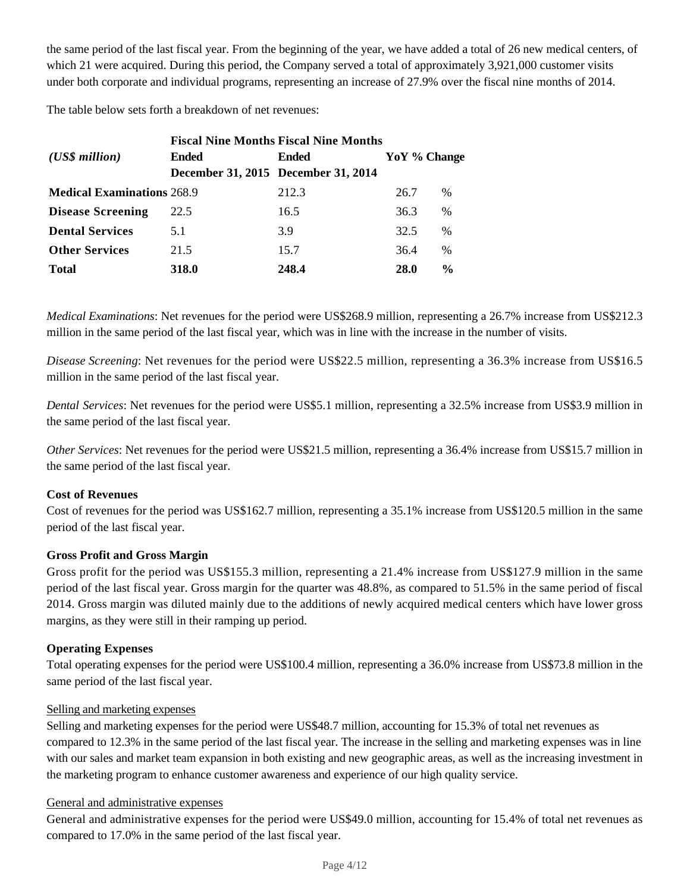the same period of the last fiscal year. From the beginning of the year, we have added a total of 26 new medical centers, of which 21 were acquired. During this period, the Company served a total of approximately 3,921,000 customer visits under both corporate and individual programs, representing an increase of 27.9% over the fiscal nine months of 2014.

The table below sets forth a breakdown of net revenues:

| *(US$ million)* | **Fiscal Nine Months Ended December 31, 2015** | **Fiscal Nine Months Ended December 31, 2014** | **YoY % Change** | |
|---|---|---|---|---|
| **Medical Examinations** | 268.9 | 212.3 | 26.7 | % |
| **Disease Screening** | 22.5 | 16.5 | 36.3 | % |
| **Dental Services** | 5.1 | 3.9 | 32.5 | % |
| **Other Services** | 21.5 | 15.7 | 36.4 | % |
| **Total** | **318.0** | **248.4** | **28.0** | **%** |

*Medical Examinations*: Net revenues for the period were US$268.9 million, representing a 26.7% increase from US$212.3 million in the same period of the last fiscal year, which was in line with the increase in the number of visits.

*Disease Screening*: Net revenues for the period were US$22.5 million, representing a 36.3% increase from US$16.5 million in the same period of the last fiscal year.

*Dental Services*: Net revenues for the period were US$5.1 million, representing a 32.5% increase from US$3.9 million in the same period of the last fiscal year.

*Other Services*: Net revenues for the period were US$21.5 million, representing a 36.4% increase from US$15.7 million in the same period of the last fiscal year.

**Cost of Revenues**

Cost of revenues for the period was US$162.7 million, representing a 35.1% increase from US$120.5 million in the same period of the last fiscal year.

**Gross Profit and Gross Margin**

Gross profit for the period was US$155.3 million, representing a 21.4% increase from US$127.9 million in the same period of the last fiscal year. Gross margin for the quarter was 48.8%, as compared to 51.5% in the same period of fiscal 2014. Gross margin was diluted mainly due to the additions of newly acquired medical centers which have lower gross margins, as they were still in their ramping up period.

**Operating Expenses**

Total operating expenses for the period were US$100.4 million, representing a 36.0% increase from US$73.8 million in the same period of the last fiscal year.

<u>Selling and marketing expenses</u>

Selling and marketing expenses for the period were US$48.7 million, accounting for 15.3% of total net revenues as compared to 12.3% in the same period of the last fiscal year. The increase in the selling and marketing expenses was in line with our sales and market team expansion in both existing and new geographic areas, as well as the increasing investment in the marketing program to enhance customer awareness and experience of our high quality service.

<u>General and administrative expenses</u>

General and administrative expenses for the period were US$49.0 million, accounting for 15.4% of total net revenues as compared to 17.0% in the same period of the last fiscal year.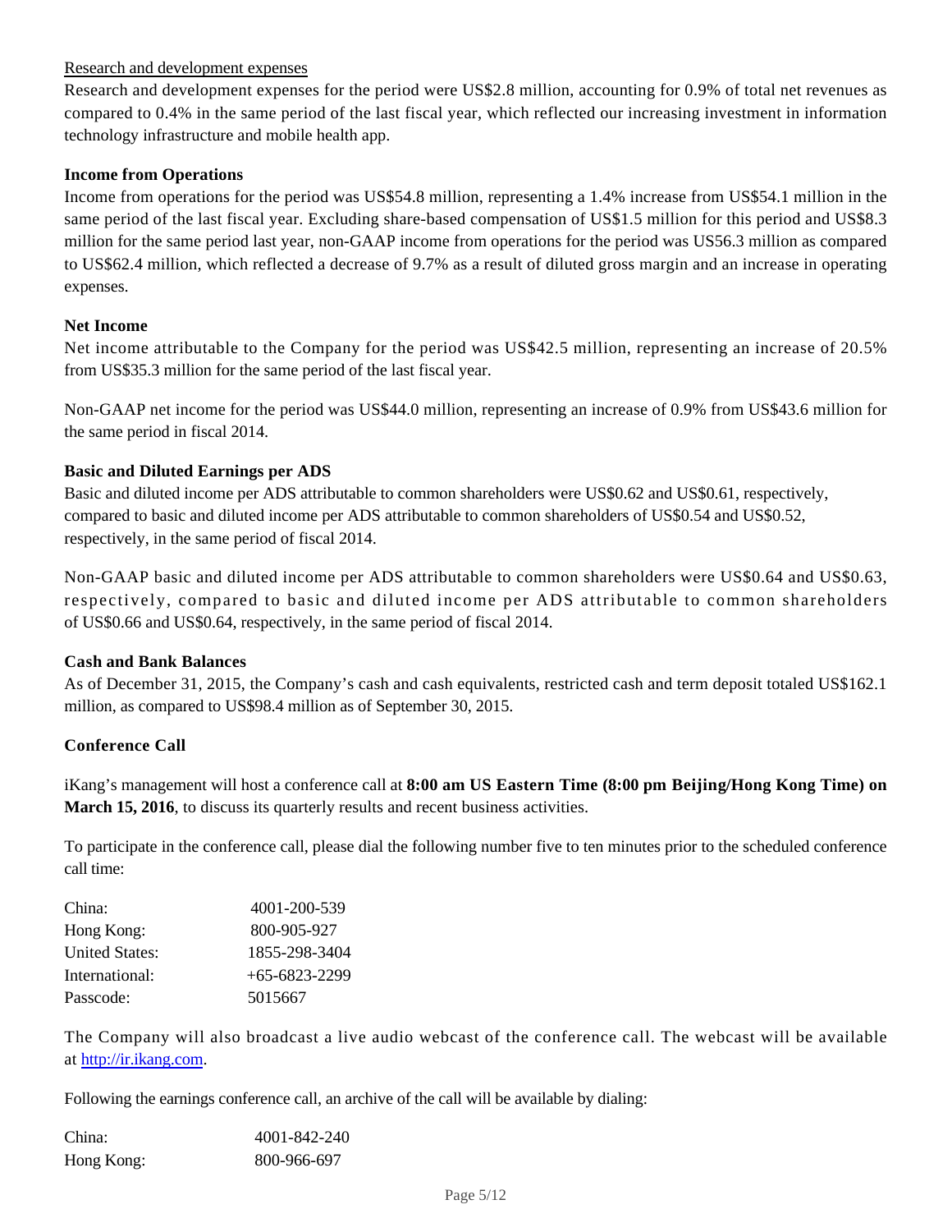Research and development expenses

Research and development expenses for the period were US$2.8 million, accounting for 0.9% of total net revenues as compared to 0.4% in the same period of the last fiscal year, which reflected our increasing investment in information technology infrastructure and mobile health app.

**Income from Operations**

Income from operations for the period was US$54.8 million, representing a 1.4% increase from US$54.1 million in the same period of the last fiscal year. Excluding share-based compensation of US$1.5 million for this period and US$8.3 million for the same period last year, non-GAAP income from operations for the period was US56.3 million as compared to US$62.4 million, which reflected a decrease of 9.7% as a result of diluted gross margin and an increase in operating expenses.

**Net Income**

Net income attributable to the Company for the period was US$42.5 million, representing an increase of 20.5% from US$35.3 million for the same period of the last fiscal year.

Non-GAAP net income for the period was US$44.0 million, representing an increase of 0.9% from US$43.6 million for the same period in fiscal 2014.

**Basic and Diluted Earnings per ADS**

Basic and diluted income per ADS attributable to common shareholders were US$0.62 and US$0.61, respectively, compared to basic and diluted income per ADS attributable to common shareholders of US$0.54 and US$0.52, respectively, in the same period of fiscal 2014.

Non-GAAP basic and diluted income per ADS attributable to common shareholders were US$0.64 and US$0.63, respectively, compared to basic and diluted income per ADS attributable to common shareholders of US$0.66 and US$0.64, respectively, in the same period of fiscal 2014.

**Cash and Bank Balances**

As of December 31, 2015, the Company's cash and cash equivalents, restricted cash and term deposit totaled US$162.1 million, as compared to US$98.4 million as of September 30, 2015.

**Conference Call**

iKang's management will host a conference call at **8:00 am US Eastern Time (8:00 pm Beijing/Hong Kong Time) on March 15, 2016**, to discuss its quarterly results and recent business activities.

To participate in the conference call, please dial the following number five to ten minutes prior to the scheduled conference call time:

| | |
|---|---|
| China: | 4001-200-539 |
| Hong Kong: | 800-905-927 |
| United States: | 1855-298-3404 |
| International: | +65-6823-2299 |
| Passcode: | 5015667 |

The Company will also broadcast a live audio webcast of the conference call. The webcast will be available at http://ir.ikang.com.

Following the earnings conference call, an archive of the call will be available by dialing:

| | |
|---|---|
| China: | 4001-842-240 |
| Hong Kong: | 800-966-697 |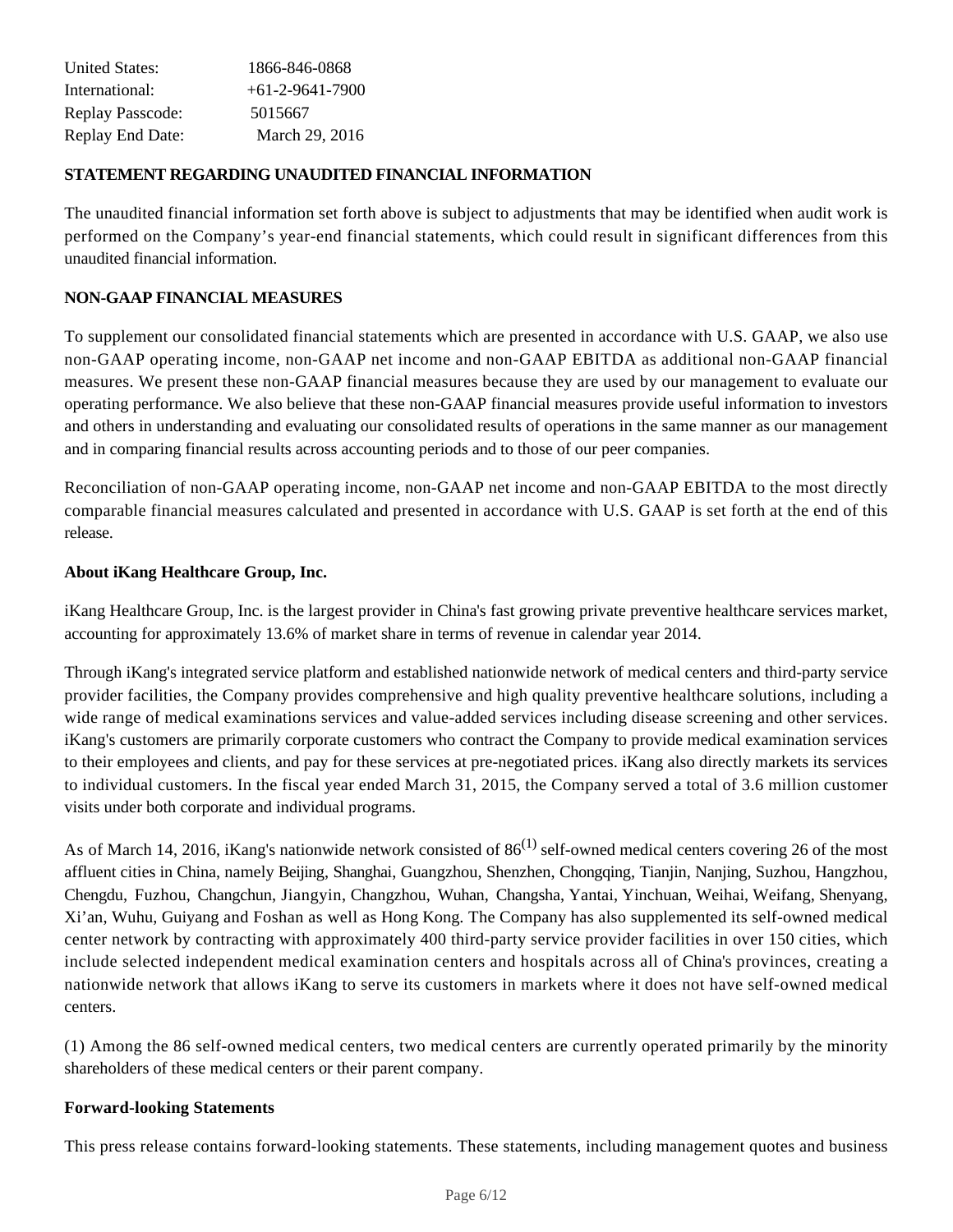| | |
|---|---|
| United States: | 1866-846-0868 |
| International: | +61-2-9641-7900 |
| Replay Passcode: | 5015667 |
| Replay End Date: | March 29, 2016 |

**STATEMENT REGARDING UNAUDITED FINANCIAL INFORMATION**

The unaudited financial information set forth above is subject to adjustments that may be identified when audit work is performed on the Company's year-end financial statements, which could result in significant differences from this unaudited financial information.

**NON-GAAP FINANCIAL MEASURES**

To supplement our consolidated financial statements which are presented in accordance with U.S. GAAP, we also use non-GAAP operating income, non-GAAP net income and non-GAAP EBITDA as additional non-GAAP financial measures. We present these non-GAAP financial measures because they are used by our management to evaluate our operating performance. We also believe that these non-GAAP financial measures provide useful information to investors and others in understanding and evaluating our consolidated results of operations in the same manner as our management and in comparing financial results across accounting periods and to those of our peer companies.

Reconciliation of non-GAAP operating income, non-GAAP net income and non-GAAP EBITDA to the most directly comparable financial measures calculated and presented in accordance with U.S. GAAP is set forth at the end of this release.

**About iKang Healthcare Group, Inc.**

iKang Healthcare Group, Inc. is the largest provider in China's fast growing private preventive healthcare services market, accounting for approximately 13.6% of market share in terms of revenue in calendar year 2014.

Through iKang's integrated service platform and established nationwide network of medical centers and third-party service provider facilities, the Company provides comprehensive and high quality preventive healthcare solutions, including a wide range of medical examinations services and value-added services including disease screening and other services. iKang's customers are primarily corporate customers who contract the Company to provide medical examination services to their employees and clients, and pay for these services at pre-negotiated prices. iKang also directly markets its services to individual customers. In the fiscal year ended March 31, 2015, the Company served a total of 3.6 million customer visits under both corporate and individual programs.

As of March 14, 2016, iKang's nationwide network consisted of 86(1) self-owned medical centers covering 26 of the most affluent cities in China, namely Beijing, Shanghai, Guangzhou, Shenzhen, Chongqing, Tianjin, Nanjing, Suzhou, Hangzhou, Chengdu, Fuzhou, Changchun, Jiangyin, Changzhou, Wuhan, Changsha, Yantai, Yinchuan, Weihai, Weifang, Shenyang, Xi'an, Wuhu, Guiyang and Foshan as well as Hong Kong. The Company has also supplemented its self-owned medical center network by contracting with approximately 400 third-party service provider facilities in over 150 cities, which include selected independent medical examination centers and hospitals across all of China's provinces, creating a nationwide network that allows iKang to serve its customers in markets where it does not have self-owned medical centers.

(1) Among the 86 self-owned medical centers, two medical centers are currently operated primarily by the minority shareholders of these medical centers or their parent company.

**Forward-looking Statements**

This press release contains forward-looking statements. These statements, including management quotes and business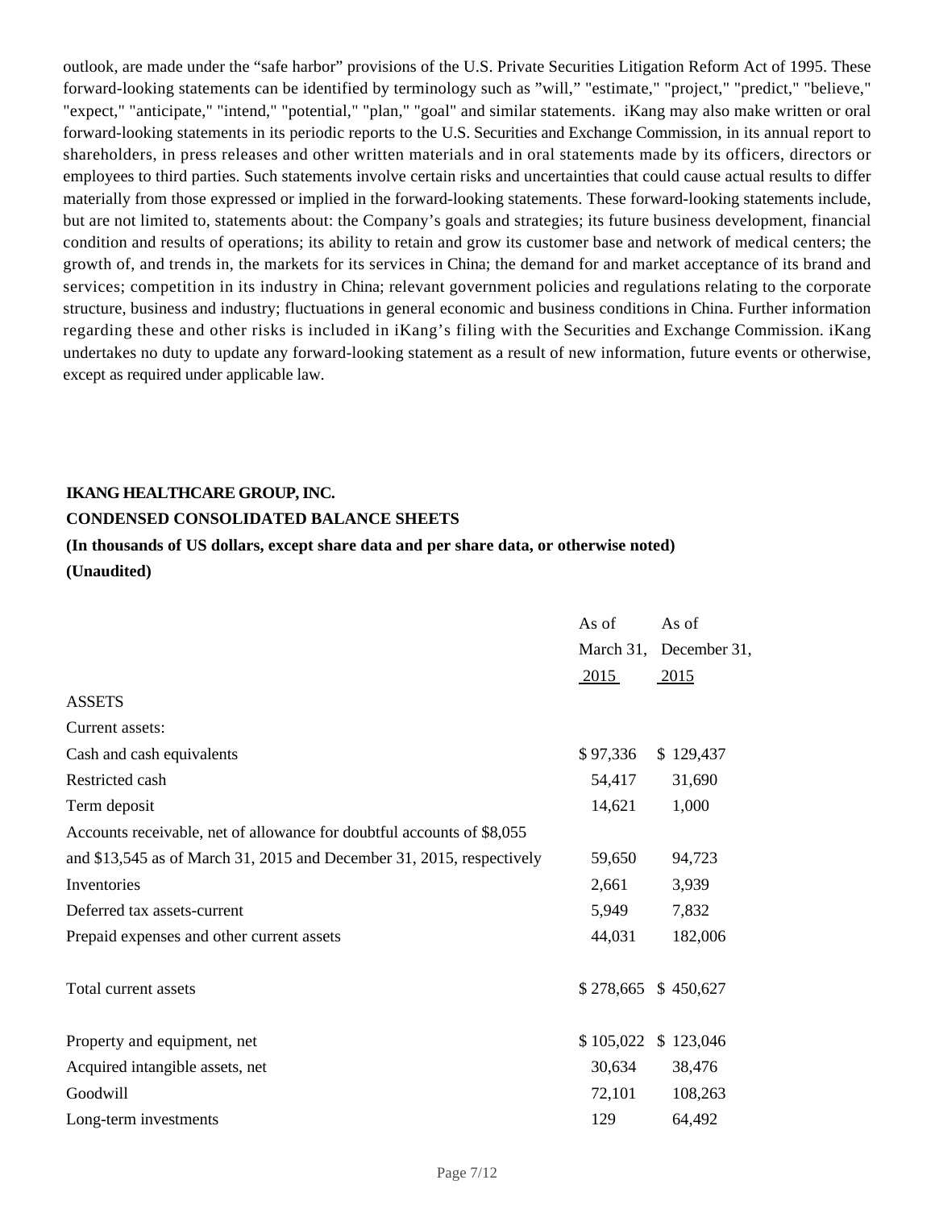outlook, are made under the "safe harbor" provisions of the U.S. Private Securities Litigation Reform Act of 1995. These forward-looking statements can be identified by terminology such as "will," "estimate," "project," "predict," "believe," "expect," "anticipate," "intend," "potential," "plan," "goal" and similar statements. iKang may also make written or oral forward-looking statements in its periodic reports to the U.S. Securities and Exchange Commission, in its annual report to shareholders, in press releases and other written materials and in oral statements made by its officers, directors or employees to third parties. Such statements involve certain risks and uncertainties that could cause actual results to differ materially from those expressed or implied in the forward-looking statements. These forward-looking statements include, but are not limited to, statements about: the Company's goals and strategies; its future business development, financial condition and results of operations; its ability to retain and grow its customer base and network of medical centers; the growth of, and trends in, the markets for its services in China; the demand for and market acceptance of its brand and services; competition in its industry in China; relevant government policies and regulations relating to the corporate structure, business and industry; fluctuations in general economic and business conditions in China. Further information regarding these and other risks is included in iKang's filing with the Securities and Exchange Commission. iKang undertakes no duty to update any forward-looking statement as a result of new information, future events or otherwise, except as required under applicable law.

**IKANG HEALTHCARE GROUP, INC.**

**CONDENSED CONSOLIDATED BALANCE SHEETS**

**(In thousands of US dollars, except share data and per share data, or otherwise noted)**

**(Unaudited)**

| | As of March 31, 2015 | As of December 31, 2015 |
|---|---|---|
| ASSETS | | |
| Current assets: | | |
| Cash and cash equivalents | $ 97,336 | $ 129,437 |
| Restricted cash | 54,417 | 31,690 |
| Term deposit | 14,621 | 1,000 |
| Accounts receivable, net of allowance for doubtful accounts of $8,055 and $13,545 as of March 31, 2015 and December 31, 2015, respectively | 59,650 | 94,723 |
| Inventories | 2,661 | 3,939 |
| Deferred tax assets-current | 5,949 | 7,832 |
| Prepaid expenses and other current assets | 44,031 | 182,006 |
| Total current assets | $ 278,665 | $ 450,627 |
| Property and equipment, net | $ 105,022 | $ 123,046 |
| Acquired intangible assets, net | 30,634 | 38,476 |
| Goodwill | 72,101 | 108,263 |
| Long-term investments | 129 | 64,492 |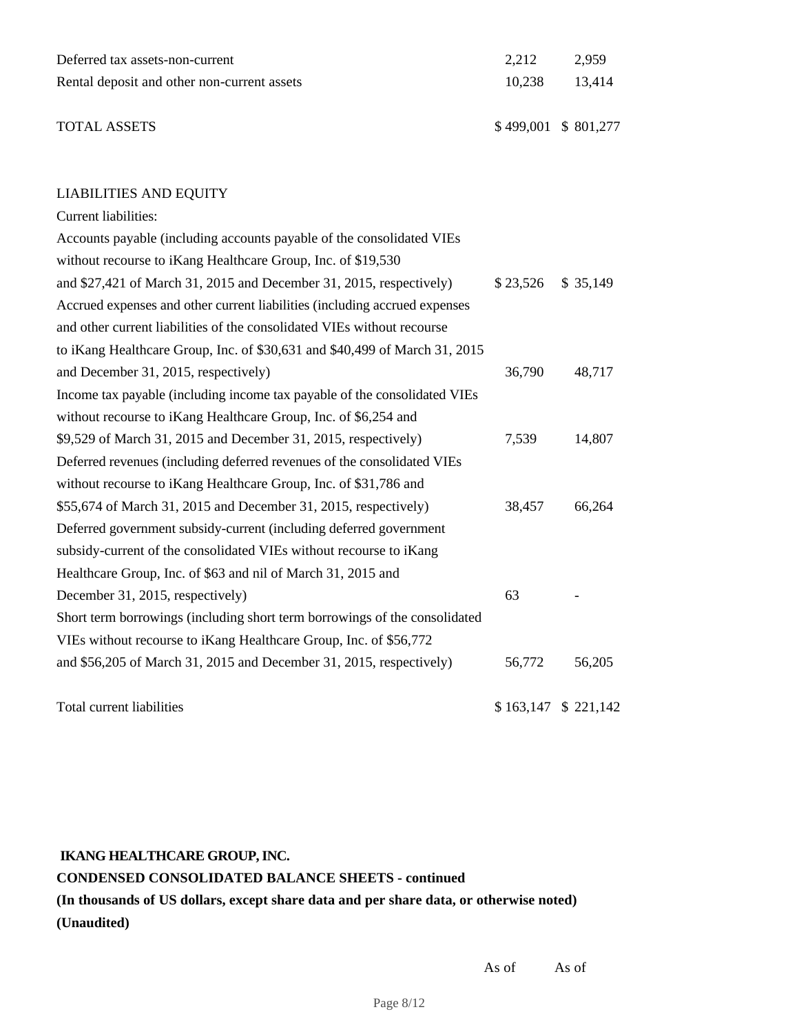| | | |
|---|---|---|
| Deferred tax assets-non-current | 2,212 | 2,959 |
| Rental deposit and other non-current assets | 10,238 | 13,414 |
| TOTAL ASSETS | $ 499,001 | $ 801,277 |
| LIABILITIES AND EQUITY | | |
| Current liabilities: | | |
| Accounts payable (including accounts payable of the consolidated VIEs without recourse to iKang Healthcare Group, Inc. of $19,530 and $27,421 of March 31, 2015 and December 31, 2015, respectively) | $ 23,526 | $ 35,149 |
| Accrued expenses and other current liabilities (including accrued expenses and other current liabilities of the consolidated VIEs without recourse to iKang Healthcare Group, Inc. of $30,631 and $40,499 of March 31, 2015 and December 31, 2015, respectively) | 36,790 | 48,717 |
| Income tax payable (including income tax payable of the consolidated VIEs without recourse to iKang Healthcare Group, Inc. of $6,254 and $9,529 of March 31, 2015 and December 31, 2015, respectively) | 7,539 | 14,807 |
| Deferred revenues (including deferred revenues of the consolidated VIEs without recourse to iKang Healthcare Group, Inc. of $31,786 and $55,674 of March 31, 2015 and December 31, 2015, respectively) | 38,457 | 66,264 |
| Deferred government subsidy-current (including deferred government subsidy-current of the consolidated VIEs without recourse to iKang Healthcare Group, Inc. of $63 and nil of March 31, 2015 and December 31, 2015, respectively) | 63 | - |
| Short term borrowings (including short term borrowings of the consolidated VIEs without recourse to iKang Healthcare Group, Inc. of $56,772 and $56,205 of March 31, 2015 and December 31, 2015, respectively) | 56,772 | 56,205 |
| Total current liabilities | $ 163,147 | $ 221,142 |

**IKANG HEALTHCARE GROUP, INC.**

**CONDENSED CONSOLIDATED BALANCE SHEETS - continued**

**(In thousands of US dollars, except share data and per share data, or otherwise noted)**

**(Unaudited)**

| | As of | As of |
|---|---|---|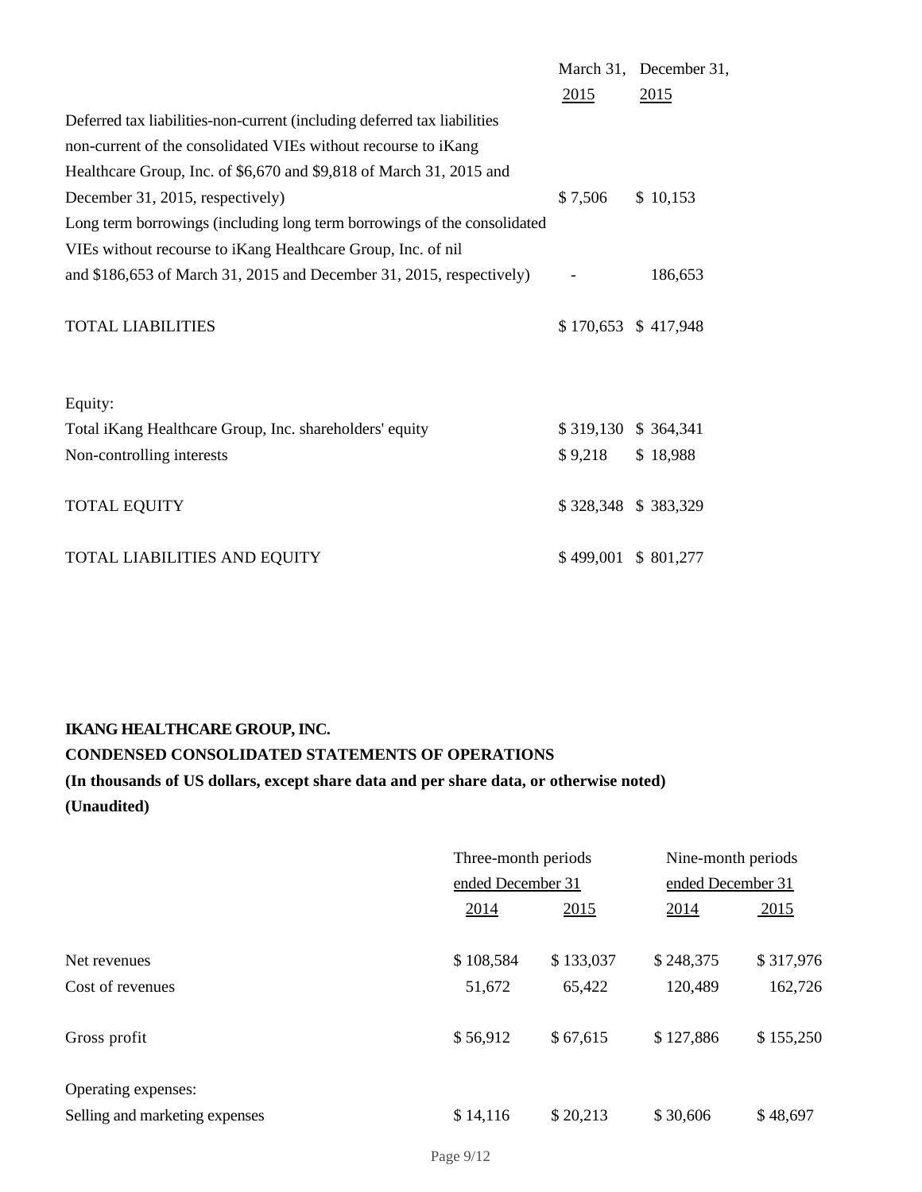| | March 31, 2015 | December 31, 2015 |
|---|---|---|
| Deferred tax liabilities-non-current (including deferred tax liabilities non-current of the consolidated VIEs without recourse to iKang Healthcare Group, Inc. of $6,670 and $9,818 of March 31, 2015 and December 31, 2015, respectively) | $ 7,506 | $ 10,153 |
| Long term borrowings (including long term borrowings of the consolidated VIEs without recourse to iKang Healthcare Group, Inc. of nil and $186,653 of March 31, 2015 and December 31, 2015, respectively) | - | 186,653 |
| TOTAL LIABILITIES | $ 170,653 | $ 417,948 |
| | | |
| Equity: | | |
| Total iKang Healthcare Group, Inc. shareholders' equity | $ 319,130 | $ 364,341 |
| Non-controlling interests | $ 9,218 | $ 18,988 |
| TOTAL EQUITY | $ 328,348 | $ 383,329 |
| TOTAL LIABILITIES AND EQUITY | $ 499,001 | $ 801,277 |

**IKANG HEALTHCARE GROUP, INC.**

**CONDENSED CONSOLIDATED STATEMENTS OF OPERATIONS**

**(In thousands of US dollars, except share data and per share data, or otherwise noted)**

**(Unaudited)**

| | Three-month periods ended December 31 | | Nine-month periods ended December 31 | |
|---|---|---|---|---|
| | 2014 | 2015 | 2014 | 2015 |
| Net revenues | $ 108,584 | $ 133,037 | $ 248,375 | $ 317,976 |
| Cost of revenues | 51,672 | 65,422 | 120,489 | 162,726 |
| Gross profit | $ 56,912 | $ 67,615 | $ 127,886 | $ 155,250 |
| Operating expenses: | | | | |
| Selling and marketing expenses | $ 14,116 | $ 20,213 | $ 30,606 | $ 48,697 |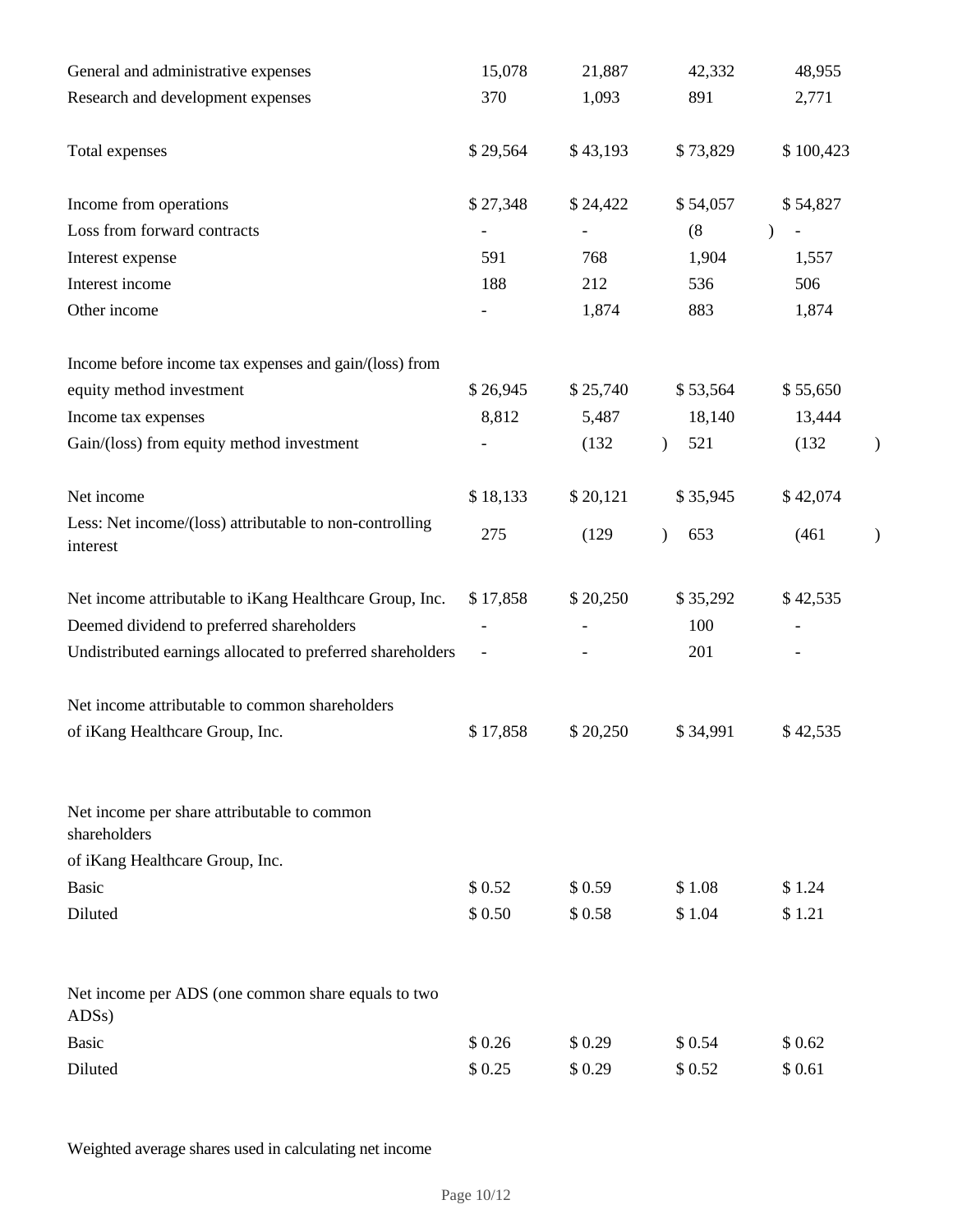| | | | | |
|---|---|---|---|---|
| General and administrative expenses | 15,078 | 21,887 | 42,332 | 48,955 |
| Research and development expenses | 370 | 1,093 | 891 | 2,771 |
| Total expenses | $ 29,564 | $ 43,193 | $ 73,829 | $ 100,423 |
| Income from operations | $ 27,348 | $ 24,422 | $ 54,057 | $ 54,827 |
| Loss from forward contracts | - | - | (8) | - |
| Interest expense | 591 | 768 | 1,904 | 1,557 |
| Interest income | 188 | 212 | 536 | 506 |
| Other income | - | 1,874 | 883 | 1,874 |
| Income before income tax expenses and gain/(loss) from equity method investment | $ 26,945 | $ 25,740 | $ 53,564 | $ 55,650 |
| Income tax expenses | 8,812 | 5,487 | 18,140 | 13,444 |
| Gain/(loss) from equity method investment | - | (132) | 521 | (132) |
| Net income | $ 18,133 | $ 20,121 | $ 35,945 | $ 42,074 |
| Less: Net income/(loss) attributable to non-controlling interest | 275 | (129) | 653 | (461) |
| Net income attributable to iKang Healthcare Group, Inc. | $ 17,858 | $ 20,250 | $ 35,292 | $ 42,535 |
| Deemed dividend to preferred shareholders | - | - | 100 | - |
| Undistributed earnings allocated to preferred shareholders | - | - | 201 | - |
| Net income attributable to common shareholders of iKang Healthcare Group, Inc. | $ 17,858 | $ 20,250 | $ 34,991 | $ 42,535 |
| Net income per share attributable to common shareholders of iKang Healthcare Group, Inc. | | | | |
| Basic | $ 0.52 | $ 0.59 | $ 1.08 | $ 1.24 |
| Diluted | $ 0.50 | $ 0.58 | $ 1.04 | $ 1.21 |
| Net income per ADS (one common share equals to two ADSs) | | | | |
| Basic | $ 0.26 | $ 0.29 | $ 0.54 | $ 0.62 |
| Diluted | $ 0.25 | $ 0.29 | $ 0.52 | $ 0.61 |

Weighted average shares used in calculating net income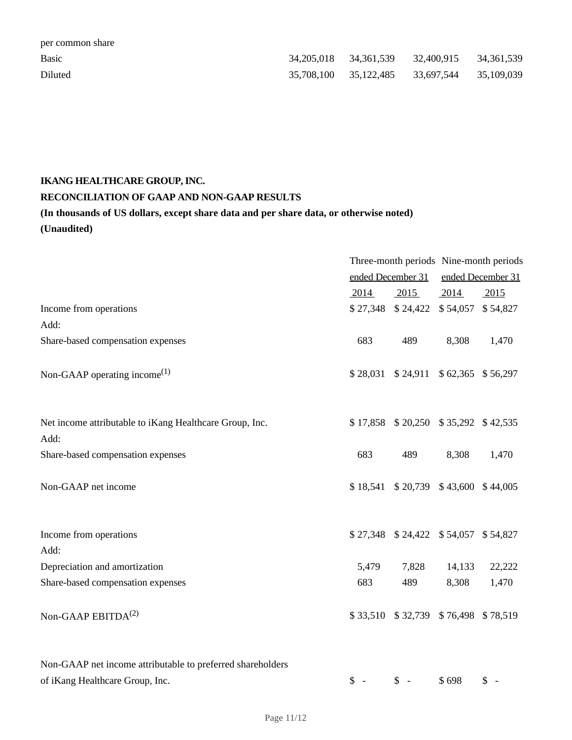| | | | | |
|---|---|---|---|---|
| per common share | | | | |
| Basic | 34,205,018 | 34,361,539 | 32,400,915 | 34,361,539 |
| Diluted | 35,708,100 | 35,122,485 | 33,697,544 | 35,109,039 |

**IKANG HEALTHCARE GROUP, INC.**

**RECONCILIATION OF GAAP AND NON-GAAP RESULTS**

**(In thousands of US dollars, except share data and per share data, or otherwise noted)**

**(Unaudited)**

| | Three-month periods ended December 31 | | Nine-month periods ended December 31 | |
|---|---|---|---|---|
| | 2014 | 2015 | 2014 | 2015 |
| Income from operations | $ 27,348 | $ 24,422 | $ 54,057 | $ 54,827 |
| Add: | | | | |
| Share-based compensation expenses | 683 | 489 | 8,308 | 1,470 |
| Non-GAAP operating income(1) | $ 28,031 | $ 24,911 | $ 62,365 | $ 56,297 |
| | | | | |
| Net income attributable to iKang Healthcare Group, Inc. | $ 17,858 | $ 20,250 | $ 35,292 | $ 42,535 |
| Add: | | | | |
| Share-based compensation expenses | 683 | 489 | 8,308 | 1,470 |
| Non-GAAP net income | $ 18,541 | $ 20,739 | $ 43,600 | $ 44,005 |
| | | | | |
| Income from operations | $ 27,348 | $ 24,422 | $ 54,057 | $ 54,827 |
| Add: | | | | |
| Depreciation and amortization | 5,479 | 7,828 | 14,133 | 22,222 |
| Share-based compensation expenses | 683 | 489 | 8,308 | 1,470 |
| Non-GAAP EBITDA(2) | $ 33,510 | $ 32,739 | $ 76,498 | $ 78,519 |
| | | | | |
| Non-GAAP net income attributable to preferred shareholders of iKang Healthcare Group, Inc. | $ - | $ - | $ 698 | $ - |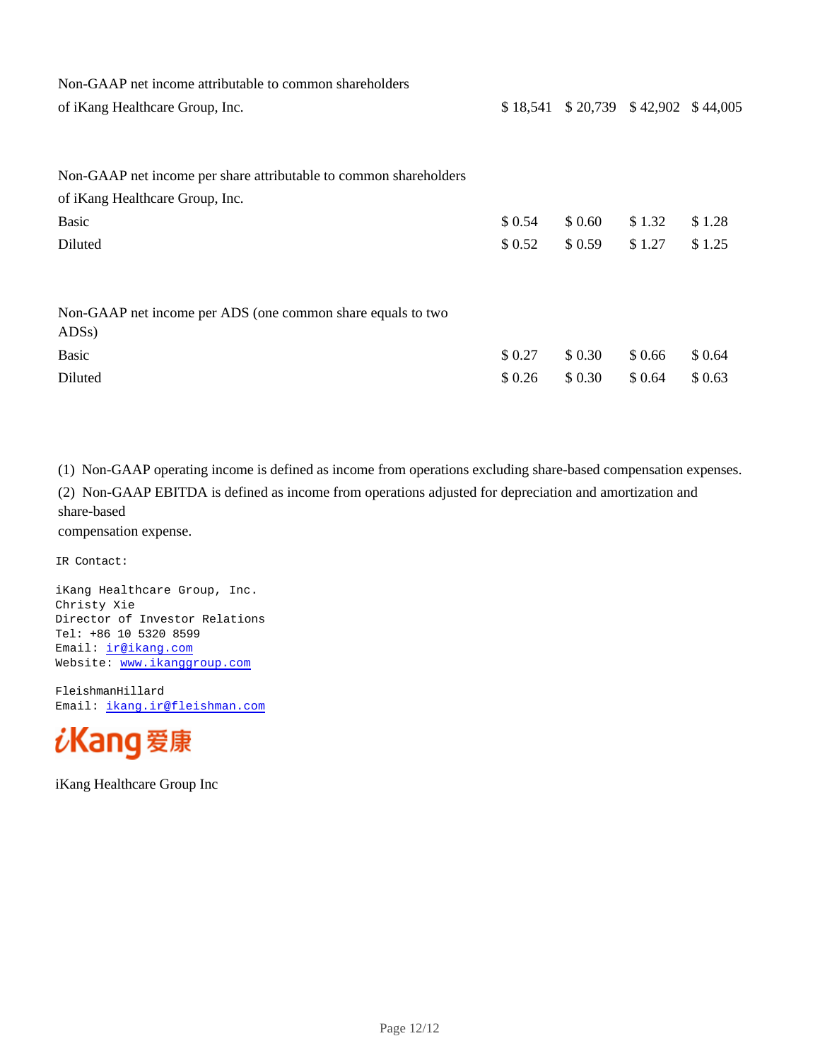| | | | | |
|---|---|---|---|---|
| Non-GAAP net income attributable to common shareholders of iKang Healthcare Group, Inc. | $ 18,541 | $ 20,739 | $ 42,902 | $ 44,005 |
| | | | | |
| Non-GAAP net income per share attributable to common shareholders of iKang Healthcare Group, Inc. | | | | |
| Basic | $ 0.54 | $ 0.60 | $ 1.32 | $ 1.28 |
| Diluted | $ 0.52 | $ 0.59 | $ 1.27 | $ 1.25 |
| | | | | |
| Non-GAAP net income per ADS (one common share equals to two ADSs) | | | | |
| Basic | $ 0.27 | $ 0.30 | $ 0.66 | $ 0.64 |
| Diluted | $ 0.26 | $ 0.30 | $ 0.64 | $ 0.63 |

(1) Non-GAAP operating income is defined as income from operations excluding share-based compensation expenses.

(2) Non-GAAP EBITDA is defined as income from operations adjusted for depreciation and amortization and share-based compensation expense.

IR Contact:

iKang Healthcare Group, Inc.
Christy Xie
Director of Investor Relations
Tel: +86 10 5320 8599
Email: ir@ikang.com
Website: www.ikanggroup.com

FleishmanHillard
Email: ikang.ir@fleishman.com

iKang 爱康

iKang Healthcare Group Inc